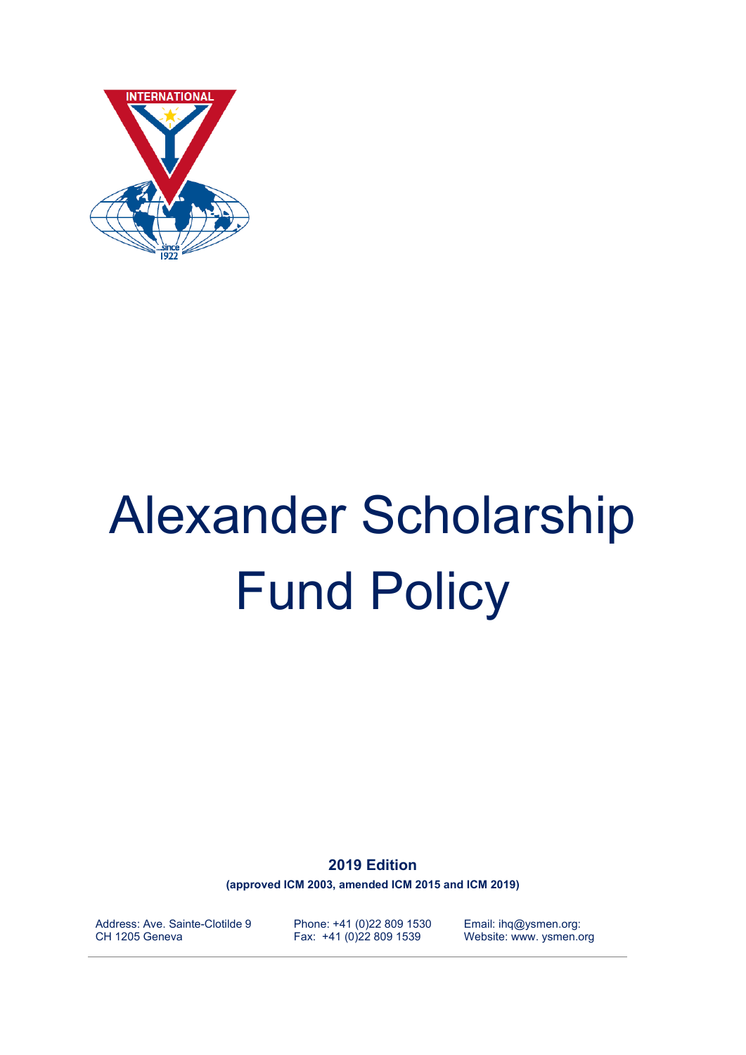# Alexander Scholarship Fund Policy

**2019 Edition**

**(approved ICM 2003, amended ICM 2015 and ICM 2019)**

Address: Ave. Sainte-Clotilde 9
CH 1205 Geneva

Phone: +41 (0)22 809 1530
Fax: +41 (0)22 809 1539

Email: ihq@ysmen.org:
Website: www. ysmen.org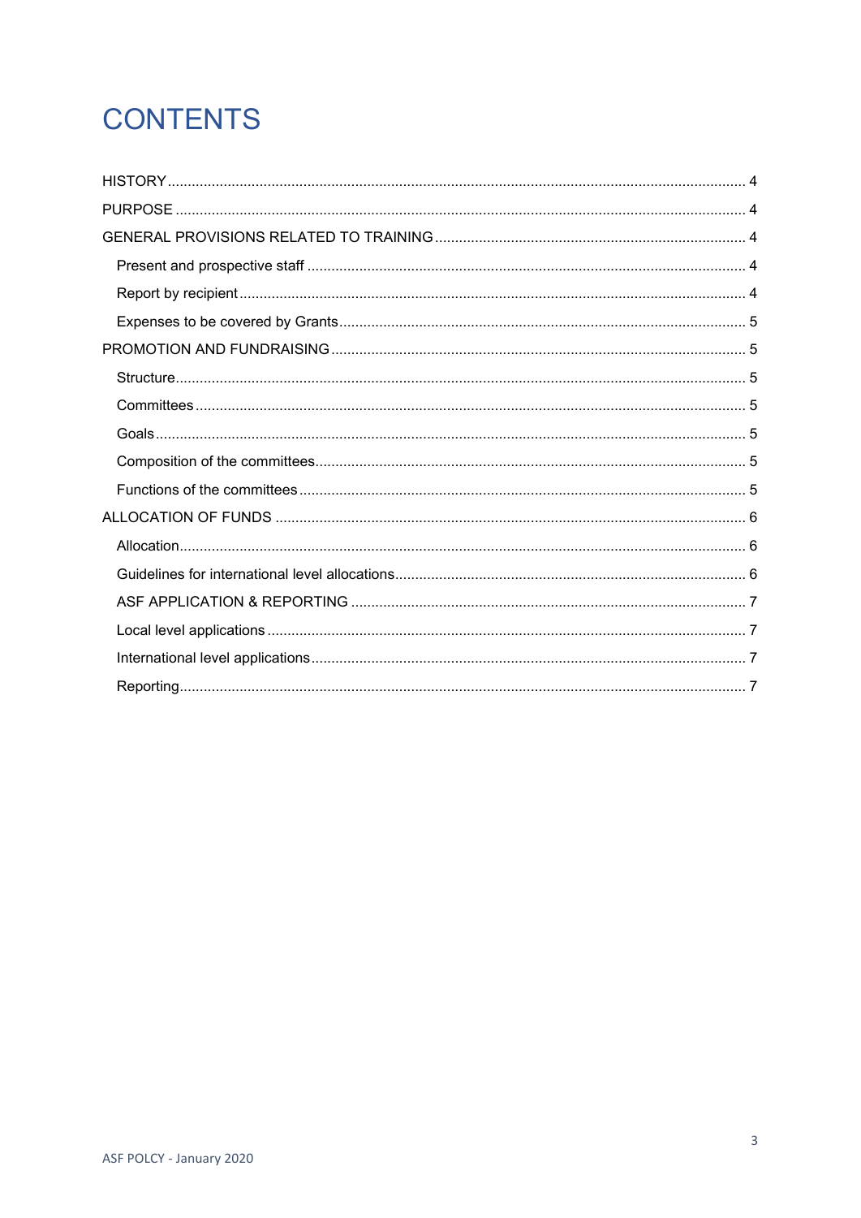# CONTENTS

- HISTORY ... 4
- PURPOSE ... 4
- GENERAL PROVISIONS RELATED TO TRAINING ... 4
  - Present and prospective staff ... 4
  - Report by recipient ... 4
  - Expenses to be covered by Grants ... 5
- PROMOTION AND FUNDRAISING ... 5
  - Structure ... 5
  - Committees ... 5
  - Goals ... 5
  - Composition of the committees ... 5
  - Functions of the committees ... 5
- ALLOCATION OF FUNDS ... 6
  - Allocation ... 6
  - Guidelines for international level allocations ... 6
  - ASF APPLICATION & REPORTING ... 7
  - Local level applications ... 7
  - International level applications ... 7
  - Reporting ... 7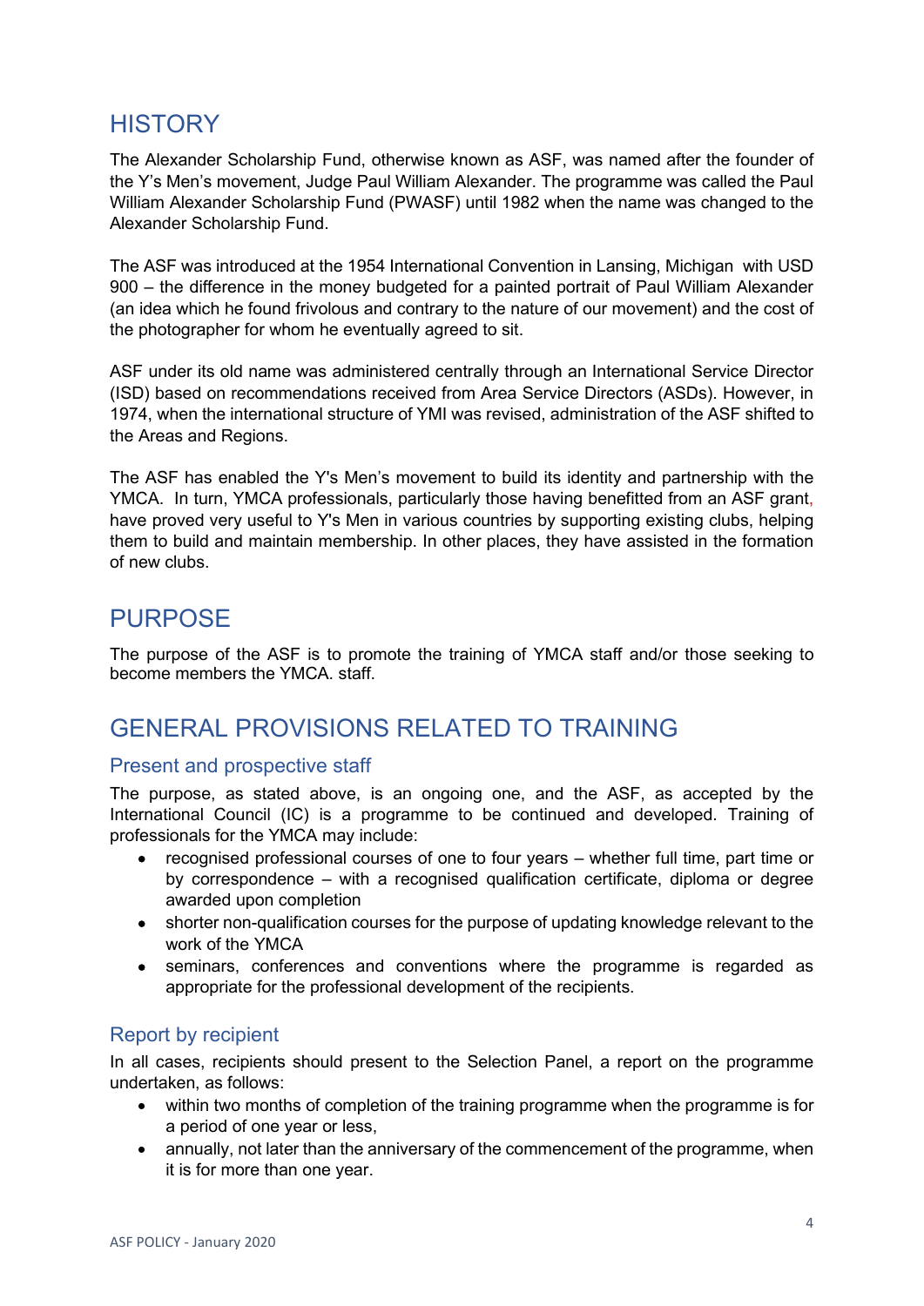## HISTORY

The Alexander Scholarship Fund, otherwise known as ASF, was named after the founder of the Y's Men's movement, Judge Paul William Alexander. The programme was called the Paul William Alexander Scholarship Fund (PWASF) until 1982 when the name was changed to the Alexander Scholarship Fund.

The ASF was introduced at the 1954 International Convention in Lansing, Michigan with USD 900 – the difference in the money budgeted for a painted portrait of Paul William Alexander (an idea which he found frivolous and contrary to the nature of our movement) and the cost of the photographer for whom he eventually agreed to sit.

ASF under its old name was administered centrally through an International Service Director (ISD) based on recommendations received from Area Service Directors (ASDs). However, in 1974, when the international structure of YMI was revised, administration of the ASF shifted to the Areas and Regions.

The ASF has enabled the Y's Men's movement to build its identity and partnership with the YMCA. In turn, YMCA professionals, particularly those having benefitted from an ASF grant, have proved very useful to Y's Men in various countries by supporting existing clubs, helping them to build and maintain membership. In other places, they have assisted in the formation of new clubs.

## PURPOSE

The purpose of the ASF is to promote the training of YMCA staff and/or those seeking to become members the YMCA. staff.

## GENERAL PROVISIONS RELATED TO TRAINING

### Present and prospective staff

The purpose, as stated above, is an ongoing one, and the ASF, as accepted by the International Council (IC) is a programme to be continued and developed. Training of professionals for the YMCA may include:

- recognised professional courses of one to four years – whether full time, part time or by correspondence – with a recognised qualification certificate, diploma or degree awarded upon completion
- shorter non-qualification courses for the purpose of updating knowledge relevant to the work of the YMCA
- seminars, conferences and conventions where the programme is regarded as appropriate for the professional development of the recipients.

### Report by recipient

In all cases, recipients should present to the Selection Panel, a report on the programme undertaken, as follows:

- within two months of completion of the training programme when the programme is for a period of one year or less,
- annually, not later than the anniversary of the commencement of the programme, when it is for more than one year.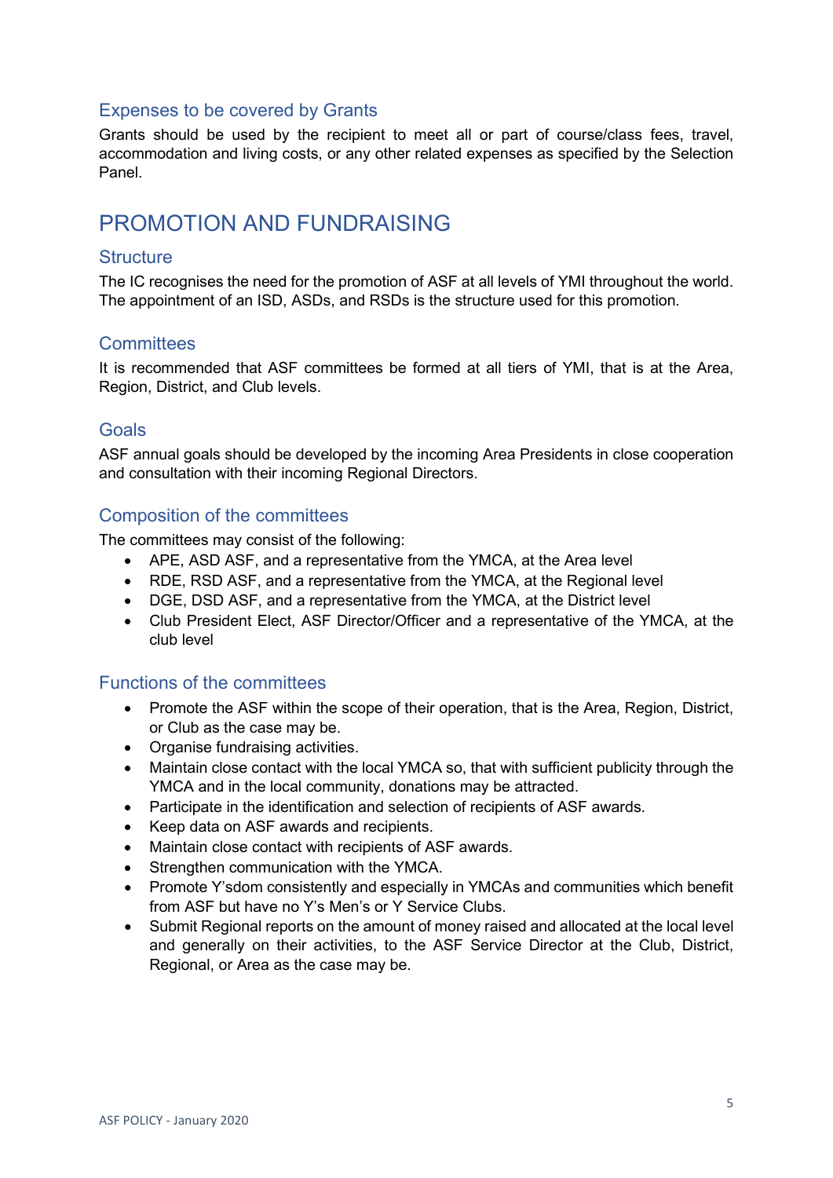### Expenses to be covered by Grants

Grants should be used by the recipient to meet all or part of course/class fees, travel, accommodation and living costs, or any other related expenses as specified by the Selection Panel.

## PROMOTION AND FUNDRAISING

### Structure

The IC recognises the need for the promotion of ASF at all levels of YMI throughout the world. The appointment of an ISD, ASDs, and RSDs is the structure used for this promotion.

### Committees

It is recommended that ASF committees be formed at all tiers of YMI, that is at the Area, Region, District, and Club levels.

### Goals

ASF annual goals should be developed by the incoming Area Presidents in close cooperation and consultation with their incoming Regional Directors.

### Composition of the committees

The committees may consist of the following:

- APE, ASD ASF, and a representative from the YMCA, at the Area level
- RDE, RSD ASF, and a representative from the YMCA, at the Regional level
- DGE, DSD ASF, and a representative from the YMCA, at the District level
- Club President Elect, ASF Director/Officer and a representative of the YMCA, at the club level

### Functions of the committees

- Promote the ASF within the scope of their operation, that is the Area, Region, District, or Club as the case may be.
- Organise fundraising activities.
- Maintain close contact with the local YMCA so, that with sufficient publicity through the YMCA and in the local community, donations may be attracted.
- Participate in the identification and selection of recipients of ASF awards.
- Keep data on ASF awards and recipients.
- Maintain close contact with recipients of ASF awards.
- Strengthen communication with the YMCA.
- Promote Y'sdom consistently and especially in YMCAs and communities which benefit from ASF but have no Y's Men's or Y Service Clubs.
- Submit Regional reports on the amount of money raised and allocated at the local level and generally on their activities, to the ASF Service Director at the Club, District, Regional, or Area as the case may be.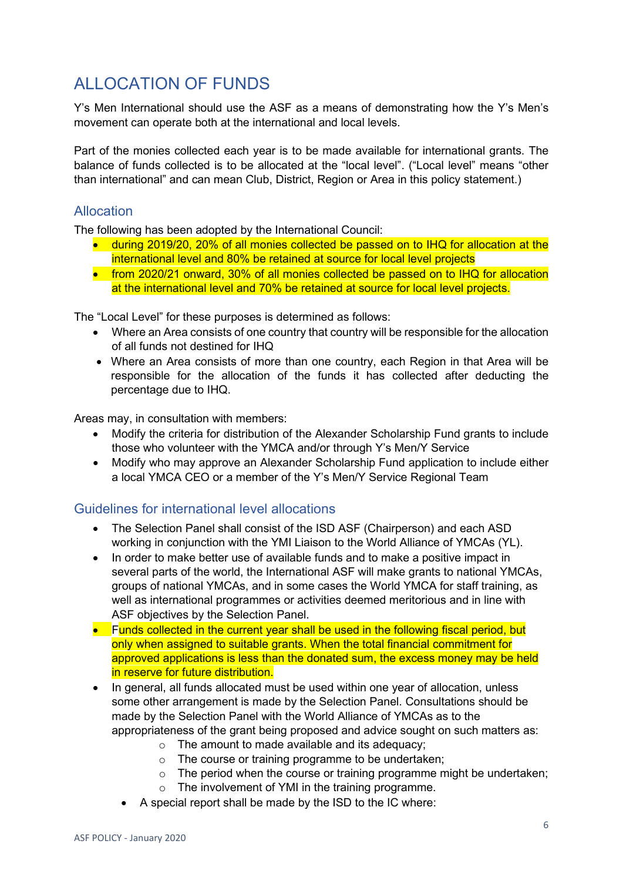# ALLOCATION OF FUNDS

Y's Men International should use the ASF as a means of demonstrating how the Y's Men's movement can operate both at the international and local levels.

Part of the monies collected each year is to be made available for international grants. The balance of funds collected is to be allocated at the "local level". ("Local level" means "other than international" and can mean Club, District, Region or Area in this policy statement.)

## Allocation

The following has been adopted by the International Council:

- during 2019/20, 20% of all monies collected be passed on to IHQ for allocation at the international level and 80% be retained at source for local level projects
- from 2020/21 onward, 30% of all monies collected be passed on to IHQ for allocation at the international level and 70% be retained at source for local level projects.

The "Local Level" for these purposes is determined as follows:

- Where an Area consists of one country that country will be responsible for the allocation of all funds not destined for IHQ
- Where an Area consists of more than one country, each Region in that Area will be responsible for the allocation of the funds it has collected after deducting the percentage due to IHQ.

Areas may, in consultation with members:

- Modify the criteria for distribution of the Alexander Scholarship Fund grants to include those who volunteer with the YMCA and/or through Y's Men/Y Service
- Modify who may approve an Alexander Scholarship Fund application to include either a local YMCA CEO or a member of the Y's Men/Y Service Regional Team

## Guidelines for international level allocations

- The Selection Panel shall consist of the ISD ASF (Chairperson) and each ASD working in conjunction with the YMI Liaison to the World Alliance of YMCAs (YL).
- In order to make better use of available funds and to make a positive impact in several parts of the world, the International ASF will make grants to national YMCAs, groups of national YMCAs, and in some cases the World YMCA for staff training, as well as international programmes or activities deemed meritorious and in line with ASF objectives by the Selection Panel.
- Funds collected in the current year shall be used in the following fiscal period, but only when assigned to suitable grants. When the total financial commitment for approved applications is less than the donated sum, the excess money may be held in reserve for future distribution.
- In general, all funds allocated must be used within one year of allocation, unless some other arrangement is made by the Selection Panel. Consultations should be made by the Selection Panel with the World Alliance of YMCAs as to the appropriateness of the grant being proposed and advice sought on such matters as:
  - The amount to made available and its adequacy;
  - The course or training programme to be undertaken;
  - The period when the course or training programme might be undertaken;
  - The involvement of YMI in the training programme.
- A special report shall be made by the ISD to the IC where: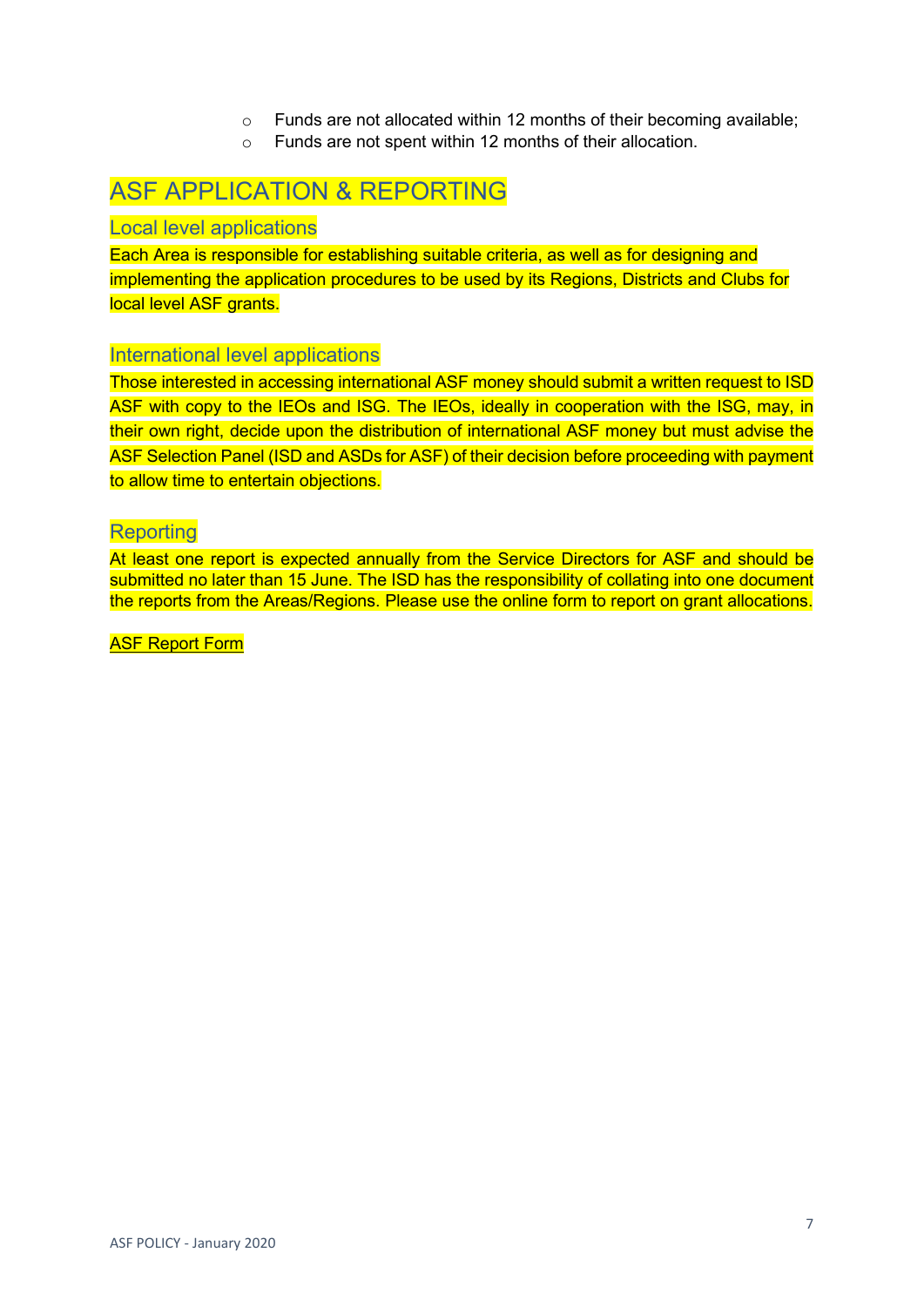- Funds are not allocated within 12 months of their becoming available;
- Funds are not spent within 12 months of their allocation.

# ASF APPLICATION & REPORTING

## Local level applications

Each Area is responsible for establishing suitable criteria, as well as for designing and implementing the application procedures to be used by its Regions, Districts and Clubs for local level ASF grants.

## International level applications

Those interested in accessing international ASF money should submit a written request to ISD ASF with copy to the IEOs and ISG. The IEOs, ideally in cooperation with the ISG, may, in their own right, decide upon the distribution of international ASF money but must advise the ASF Selection Panel (ISD and ASDs for ASF) of their decision before proceeding with payment to allow time to entertain objections.

## Reporting

At least one report is expected annually from the Service Directors for ASF and should be submitted no later than 15 June. The ISD has the responsibility of collating into one document the reports from the Areas/Regions. Please use the online form to report on grant allocations.

ASF Report Form